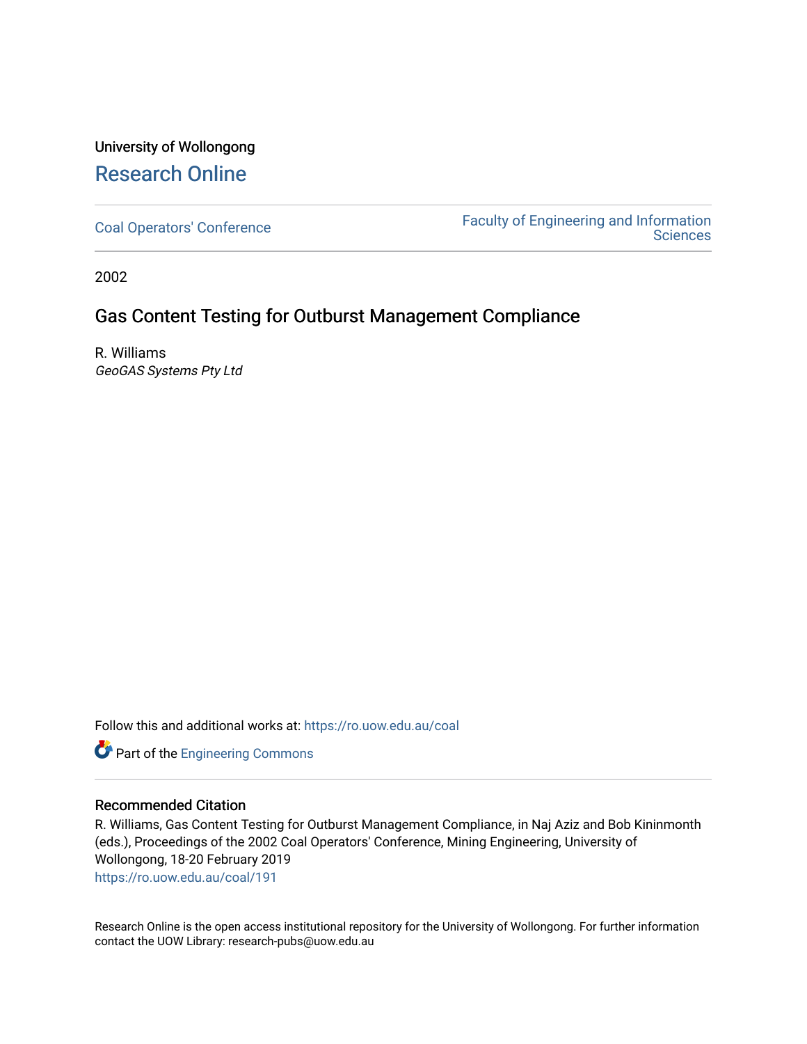University of Wollongong

# Research Online

Coal Operators' Conference

Faculty of Engineering and Information Sciences

2002

## Gas Content Testing for Outburst Management Compliance

R. Williams
*GeoGAS Systems Pty Ltd*

Follow this and additional works at: https://ro.uow.edu.au/coal

Part of the Engineering Commons

### Recommended Citation

R. Williams, Gas Content Testing for Outburst Management Compliance, in Naj Aziz and Bob Kininmonth (eds.), Proceedings of the 2002 Coal Operators' Conference, Mining Engineering, University of Wollongong, 18-20 February 2019
https://ro.uow.edu.au/coal/191

Research Online is the open access institutional repository for the University of Wollongong. For further information contact the UOW Library: research-pubs@uow.edu.au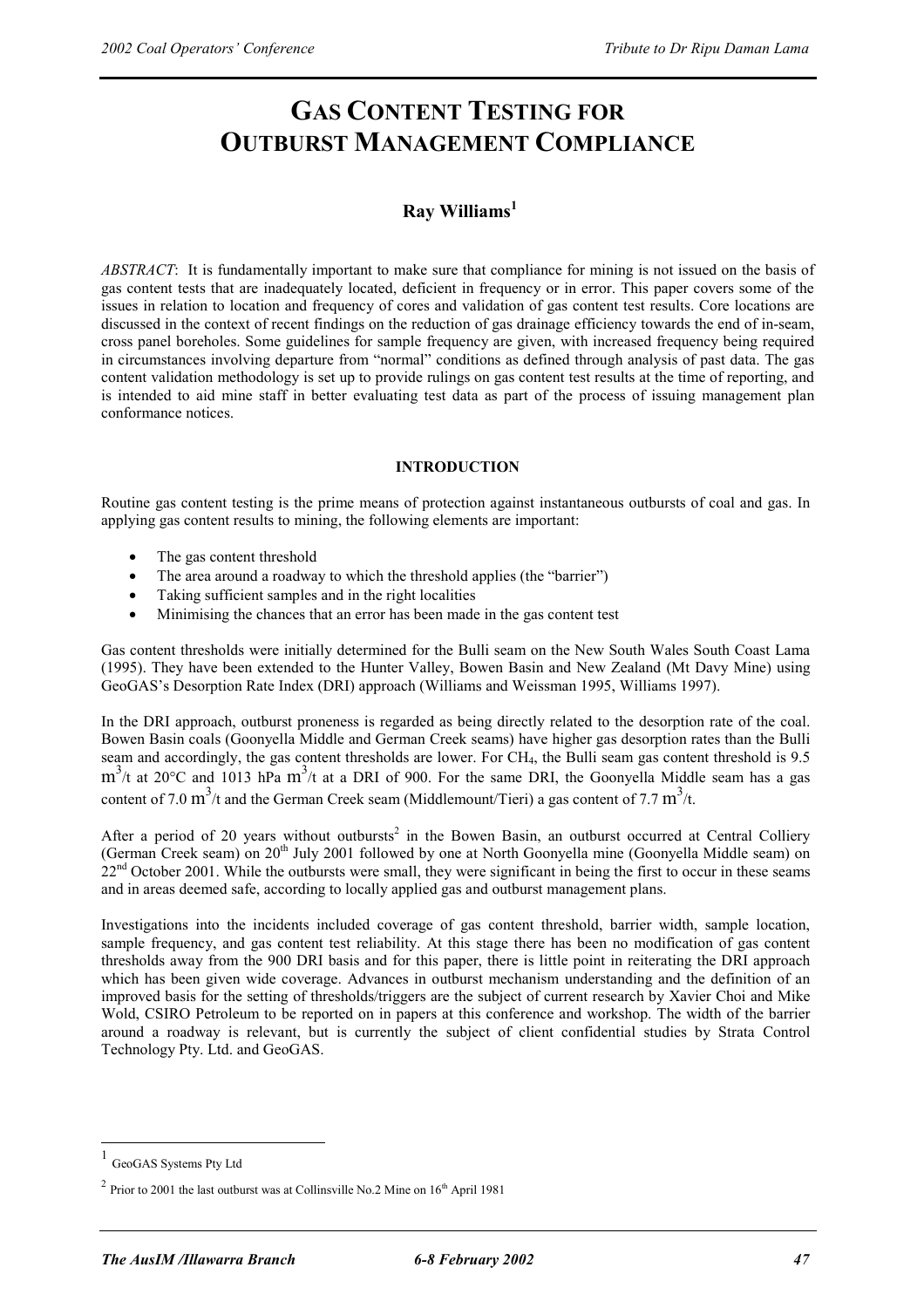# GAS CONTENT TESTING FOR OUTBURST MANAGEMENT COMPLIANCE

## Ray Williams[1]

*ABSTRACT*: It is fundamentally important to make sure that compliance for mining is not issued on the basis of gas content tests that are inadequately located, deficient in frequency or in error. This paper covers some of the issues in relation to location and frequency of cores and validation of gas content test results. Core locations are discussed in the context of recent findings on the reduction of gas drainage efficiency towards the end of in-seam, cross panel boreholes. Some guidelines for sample frequency are given, with increased frequency being required in circumstances involving departure from "normal" conditions as defined through analysis of past data. The gas content validation methodology is set up to provide rulings on gas content test results at the time of reporting, and is intended to aid mine staff in better evaluating test data as part of the process of issuing management plan conformance notices.

### INTRODUCTION

Routine gas content testing is the prime means of protection against instantaneous outbursts of coal and gas. In applying gas content results to mining, the following elements are important:

- The gas content threshold
- The area around a roadway to which the threshold applies (the "barrier")
- Taking sufficient samples and in the right localities
- Minimising the chances that an error has been made in the gas content test

Gas content thresholds were initially determined for the Bulli seam on the New South Wales South Coast Lama (1995). They have been extended to the Hunter Valley, Bowen Basin and New Zealand (Mt Davy Mine) using GeoGAS's Desorption Rate Index (DRI) approach (Williams and Weissman 1995, Williams 1997).

In the DRI approach, outburst proneness is regarded as being directly related to the desorption rate of the coal. Bowen Basin coals (Goonyella Middle and German Creek seams) have higher gas desorption rates than the Bulli seam and accordingly, the gas content thresholds are lower. For $CH_4$, the Bulli seam gas content threshold is 9.5 $m^3$/t at 20°C and 1013 hPa $m^3$/t at a DRI of 900. For the same DRI, the Goonyella Middle seam has a gas content of 7.0 $m^3$/t and the German Creek seam (Middlemount/Tieri) a gas content of 7.7 $m^3$/t.

After a period of 20 years without outbursts[2] in the Bowen Basin, an outburst occurred at Central Colliery (German Creek seam) on 20th July 2001 followed by one at North Goonyella mine (Goonyella Middle seam) on 22nd October 2001. While the outbursts were small, they were significant in being the first to occur in these seams and in areas deemed safe, according to locally applied gas and outburst management plans.

Investigations into the incidents included coverage of gas content threshold, barrier width, sample location, sample frequency, and gas content test reliability. At this stage there has been no modification of gas content thresholds away from the 900 DRI basis and for this paper, there is little point in reiterating the DRI approach which has been given wide coverage. Advances in outburst mechanism understanding and the definition of an improved basis for the setting of thresholds/triggers are the subject of current research by Xavier Choi and Mike Wold, CSIRO Petroleum to be reported on in papers at this conference and workshop. The width of the barrier around a roadway is relevant, but is currently the subject of client confidential studies by Strata Control Technology Pty. Ltd. and GeoGAS.

---

[1] GeoGAS Systems Pty Ltd

[2] Prior to 2001 the last outburst was at Collinsville No.2 Mine on 16th April 1981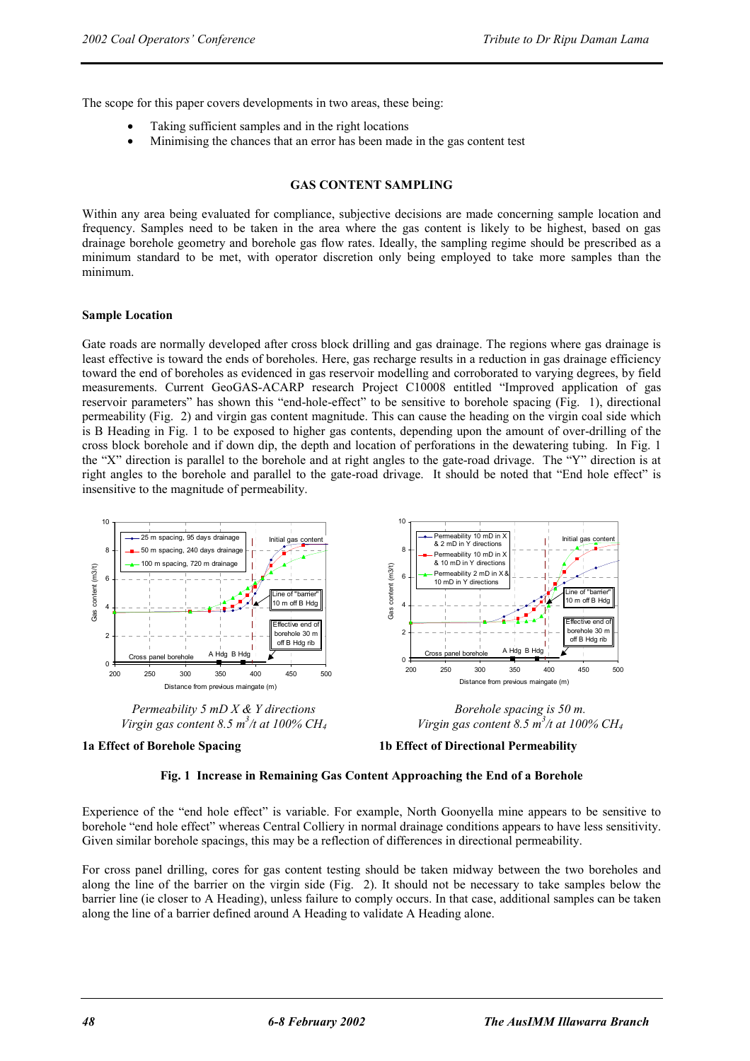The scope for this paper covers developments in two areas, these being:

- Taking sufficient samples and in the right locations
- Minimising the chances that an error has been made in the gas content test

## GAS CONTENT SAMPLING

Within any area being evaluated for compliance, subjective decisions are made concerning sample location and frequency. Samples need to be taken in the area where the gas content is likely to be highest, based on gas drainage borehole geometry and borehole gas flow rates. Ideally, the sampling regime should be prescribed as a minimum standard to be met, with operator discretion only being employed to take more samples than the minimum.

### Sample Location

Gate roads are normally developed after cross block drilling and gas drainage. The regions where gas drainage is least effective is toward the ends of boreholes. Here, gas recharge results in a reduction in gas drainage efficiency toward the end of boreholes as evidenced in gas reservoir modelling and corroborated to varying degrees, by field measurements. Current GeoGAS-ACARP research Project C10008 entitled "Improved application of gas reservoir parameters" has shown this "end-hole-effect" to be sensitive to borehole spacing (Fig. 1), directional permeability (Fig. 2) and virgin gas content magnitude. This can cause the heading on the virgin coal side which is B Heading in Fig. 1 to be exposed to higher gas contents, depending upon the amount of over-drilling of the cross block borehole and if down dip, the depth and location of perforations in the dewatering tubing. In Fig. 1 the "X" direction is parallel to the borehole and at right angles to the gate-road drivage. The "Y" direction is at right angles to the borehole and parallel to the gate-road drivage. It should be noted that "End hole effect" is insensitive to the magnitude of permeability.

*Permeability 5 mD X & Y directions*
*Virgin gas content 8.5 $m^3$/t at 100% $CH_4$*

**1a Effect of Borehole Spacing**

*Borehole spacing is 50 m.*
*Virgin gas content 8.5 $m^3$/t at 100% $CH_4$*

**1b Effect of Directional Permeability**

**Fig. 1 Increase in Remaining Gas Content Approaching the End of a Borehole**

Experience of the "end hole effect" is variable. For example, North Goonyella mine appears to be sensitive to borehole "end hole effect" whereas Central Colliery in normal drainage conditions appears to have less sensitivity. Given similar borehole spacings, this may be a reflection of differences in directional permeability.

For cross panel drilling, cores for gas content testing should be taken midway between the two boreholes and along the line of the barrier on the virgin side (Fig. 2). It should not be necessary to take samples below the barrier line (ie closer to A Heading), unless failure to comply occurs. In that case, additional samples can be taken along the line of a barrier defined around A Heading to validate A Heading alone.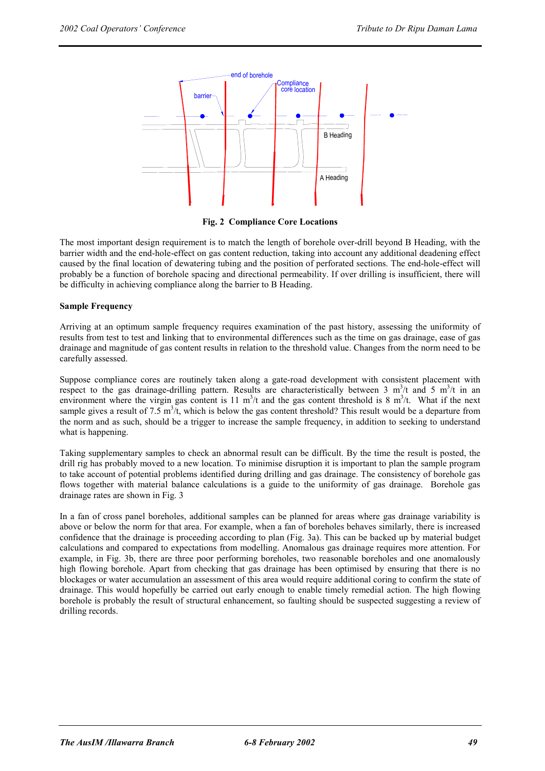**Fig. 2 Compliance Core Locations**

The most important design requirement is to match the length of borehole over-drill beyond B Heading, with the barrier width and the end-hole-effect on gas content reduction, taking into account any additional deadening effect caused by the final location of dewatering tubing and the position of perforated sections. The end-hole-effect will probably be a function of borehole spacing and directional permeability. If over drilling is insufficient, there will be difficulty in achieving compliance along the barrier to B Heading.

**Sample Frequency**

Arriving at an optimum sample frequency requires examination of the past history, assessing the uniformity of results from test to test and linking that to environmental differences such as the time on gas drainage, ease of gas drainage and magnitude of gas content results in relation to the threshold value. Changes from the norm need to be carefully assessed.

Suppose compliance cores are routinely taken along a gate-road development with consistent placement with respect to the gas drainage-drilling pattern. Results are characteristically between 3 $m^3/t$ and 5 $m^3/t$ in an environment where the virgin gas content is 11 $m^3/t$ and the gas content threshold is 8 $m^3/t$. What if the next sample gives a result of 7.5 $m^3/t$, which is below the gas content threshold? This result would be a departure from the norm and as such, should be a trigger to increase the sample frequency, in addition to seeking to understand what is happening.

Taking supplementary samples to check an abnormal result can be difficult. By the time the result is posted, the drill rig has probably moved to a new location. To minimise disruption it is important to plan the sample program to take account of potential problems identified during drilling and gas drainage. The consistency of borehole gas flows together with material balance calculations is a guide to the uniformity of gas drainage. Borehole gas drainage rates are shown in Fig. 3

In a fan of cross panel boreholes, additional samples can be planned for areas where gas drainage variability is above or below the norm for that area. For example, when a fan of boreholes behaves similarly, there is increased confidence that the drainage is proceeding according to plan (Fig. 3a). This can be backed up by material budget calculations and compared to expectations from modelling. Anomalous gas drainage requires more attention. For example, in Fig. 3b, there are three poor performing boreholes, two reasonable boreholes and one anomalously high flowing borehole. Apart from checking that gas drainage has been optimised by ensuring that there is no blockages or water accumulation an assessment of this area would require additional coring to confirm the state of drainage. This would hopefully be carried out early enough to enable timely remedial action. The high flowing borehole is probably the result of structural enhancement, so faulting should be suspected suggesting a review of drilling records.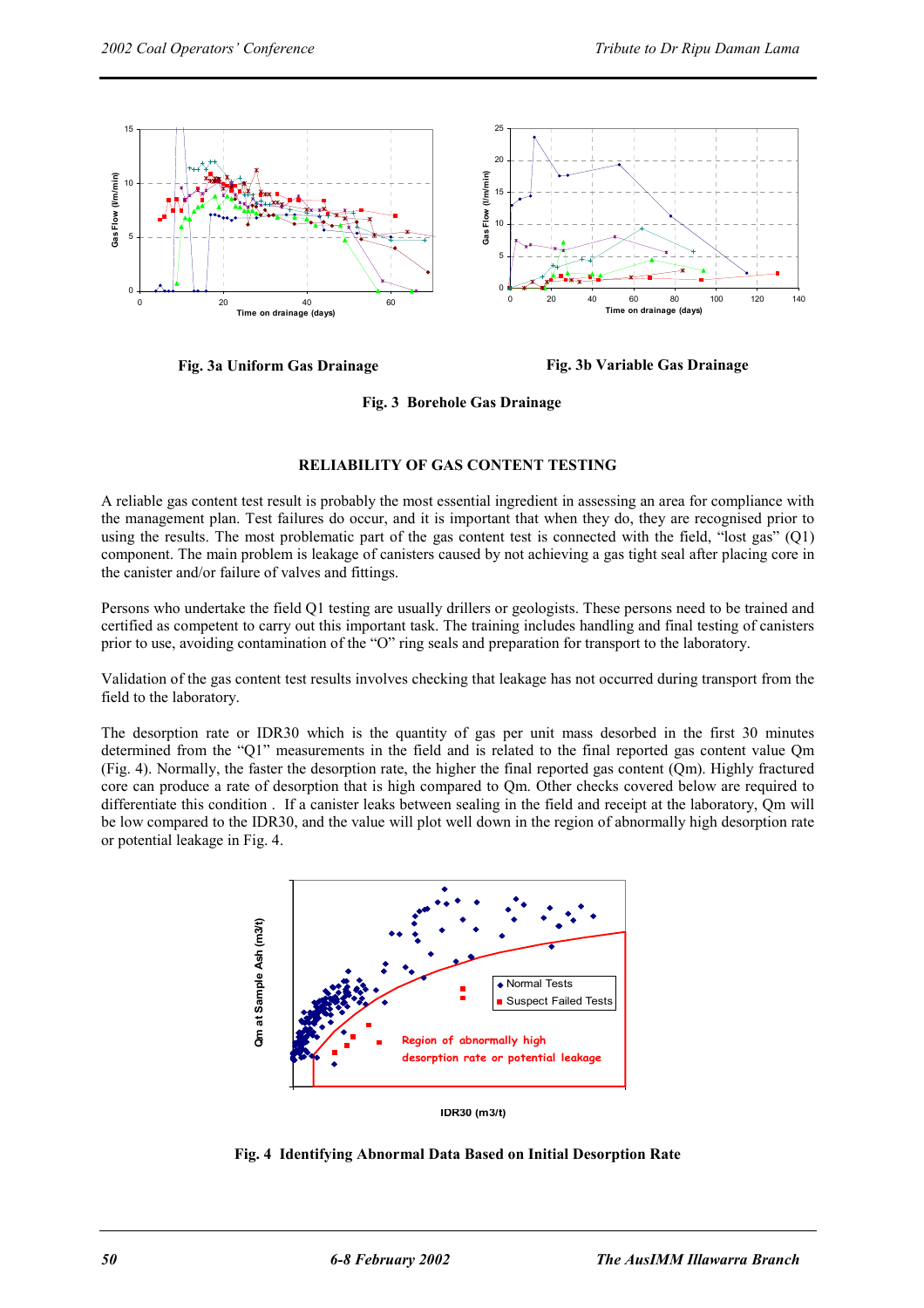Fig. 3a Uniform Gas Drainage

Fig. 3b Variable Gas Drainage

**Fig. 3 Borehole Gas Drainage**

## RELIABILITY OF GAS CONTENT TESTING

A reliable gas content test result is probably the most essential ingredient in assessing an area for compliance with the management plan. Test failures do occur, and it is important that when they do, they are recognised prior to using the results. The most problematic part of the gas content test is connected with the field, “lost gas” (Q1) component. The main problem is leakage of canisters caused by not achieving a gas tight seal after placing core in the canister and/or failure of valves and fittings.

Persons who undertake the field Q1 testing are usually drillers or geologists. These persons need to be trained and certified as competent to carry out this important task. The training includes handling and final testing of canisters prior to use, avoiding contamination of the “O” ring seals and preparation for transport to the laboratory.

Validation of the gas content test results involves checking that leakage has not occurred during transport from the field to the laboratory.

The desorption rate or IDR30 which is the quantity of gas per unit mass desorbed in the first 30 minutes determined from the “Q1” measurements in the field and is related to the final reported gas content value Qm (Fig. 4). Normally, the faster the desorption rate, the higher the final reported gas content (Qm). Highly fractured core can produce a rate of desorption that is high compared to Qm. Other checks covered below are required to differentiate this condition . If a canister leaks between sealing in the field and receipt at the laboratory, Qm will be low compared to the IDR30, and the value will plot well down in the region of abnormally high desorption rate or potential leakage in Fig. 4.

**Fig. 4 Identifying Abnormal Data Based on Initial Desorption Rate**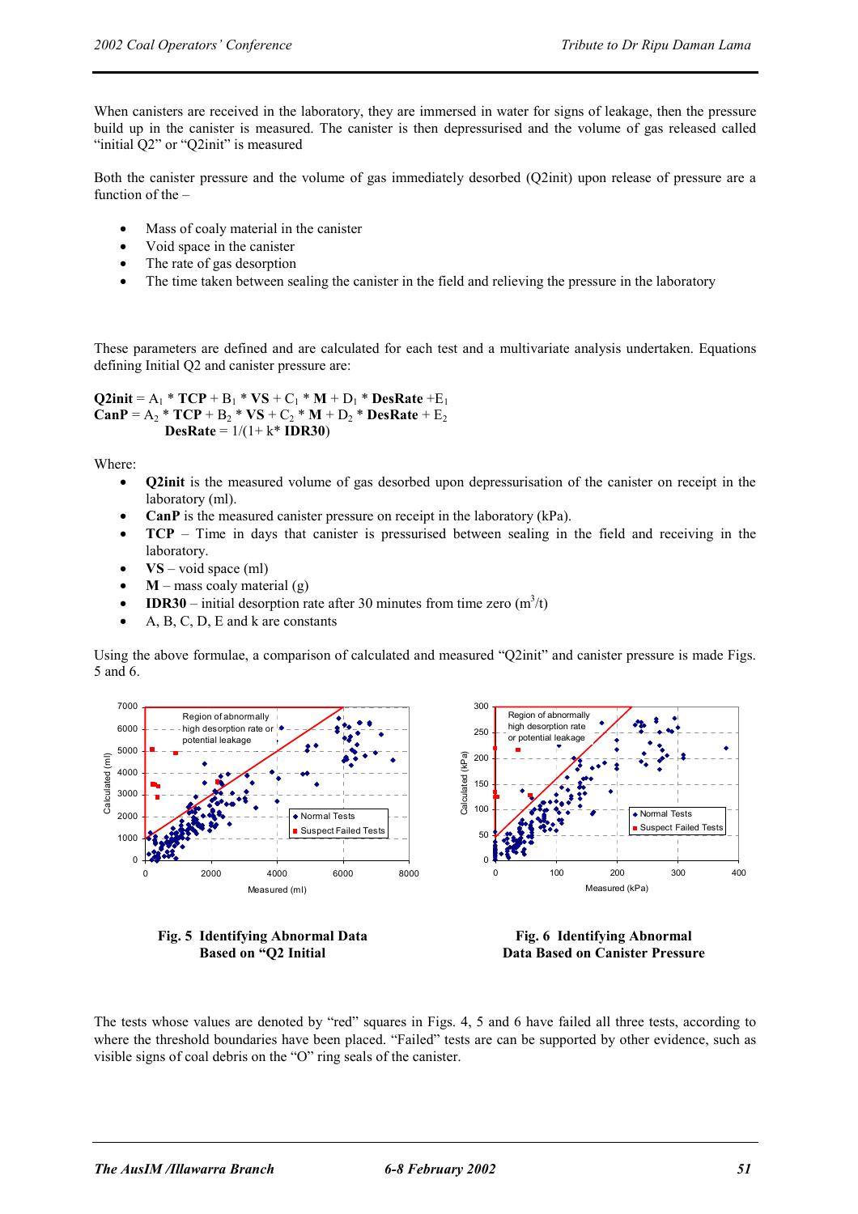When canisters are received in the laboratory, they are immersed in water for signs of leakage, then the pressure build up in the canister is measured. The canister is then depressurised and the volume of gas released called "initial Q2" or "Q2init" is measured

Both the canister pressure and the volume of gas immediately desorbed (Q2init) upon release of pressure are a function of the –

- Mass of coaly material in the canister
- Void space in the canister
- The rate of gas desorption
- The time taken between sealing the canister in the field and relieving the pressure in the laboratory

These parameters are defined and are calculated for each test and a multivariate analysis undertaken. Equations defining Initial Q2 and canister pressure are:

$$\textbf{Q2init} = A_1 * \textbf{TCP} + B_1 * \textbf{VS} + C_1 * \textbf{M} + D_1 * \textbf{DesRate} + E_1$$
$$\textbf{CanP} = A_2 * \textbf{TCP} + B_2 * \textbf{VS} + C_2 * \textbf{M} + D_2 * \textbf{DesRate} + E_2$$
$$\textbf{DesRate} = 1/(1 + k * \textbf{IDR30})$$

Where:

- **Q2init** is the measured volume of gas desorbed upon depressurisation of the canister on receipt in the laboratory (ml).
- **CanP** is the measured canister pressure on receipt in the laboratory (kPa).
- **TCP** – Time in days that canister is pressurised between sealing in the field and receiving in the laboratory.
- **VS** – void space (ml)
- **M** – mass coaly material (g)
- **IDR30** – initial desorption rate after 30 minutes from time zero ($m^3/t$)
- A, B, C, D, E and k are constants

Using the above formulae, a comparison of calculated and measured "Q2init" and canister pressure is made Figs. 5 and 6.

**Fig. 5 Identifying Abnormal Data Based on "Q2 Initial**

**Fig. 6 Identifying Abnormal Data Based on Canister Pressure**

The tests whose values are denoted by "red" squares in Figs. 4, 5 and 6 have failed all three tests, according to where the threshold boundaries have been placed. "Failed" tests are can be supported by other evidence, such as visible signs of coal debris on the "O" ring seals of the canister.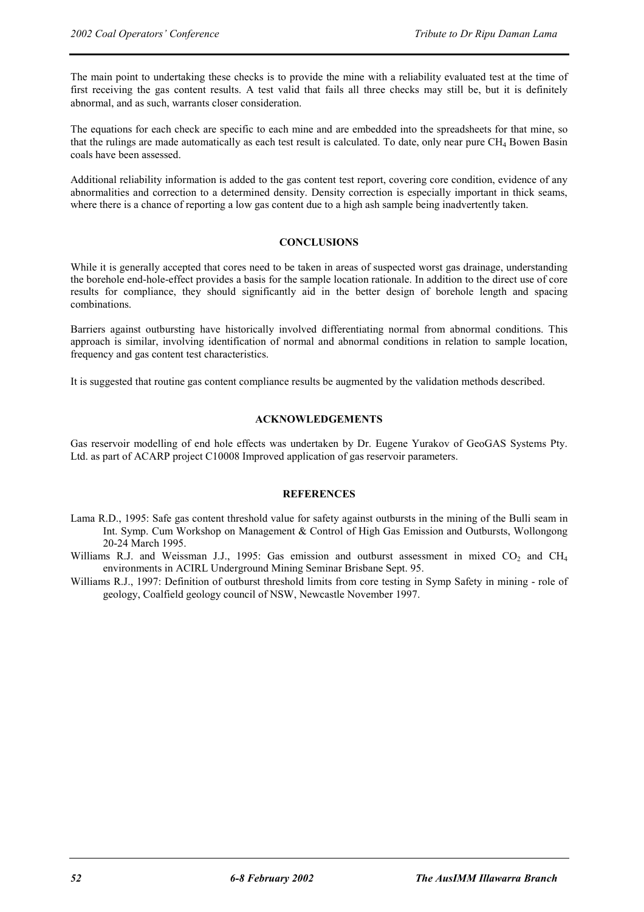The main point to undertaking these checks is to provide the mine with a reliability evaluated test at the time of first receiving the gas content results. A test valid that fails all three checks may still be, but it is definitely abnormal, and as such, warrants closer consideration.

The equations for each check are specific to each mine and are embedded into the spreadsheets for that mine, so that the rulings are made automatically as each test result is calculated. To date, only near pure $CH_4$ Bowen Basin coals have been assessed.

Additional reliability information is added to the gas content test report, covering core condition, evidence of any abnormalities and correction to a determined density. Density correction is especially important in thick seams, where there is a chance of reporting a low gas content due to a high ash sample being inadvertently taken.

## CONCLUSIONS

While it is generally accepted that cores need to be taken in areas of suspected worst gas drainage, understanding the borehole end-hole-effect provides a basis for the sample location rationale. In addition to the direct use of core results for compliance, they should significantly aid in the better design of borehole length and spacing combinations.

Barriers against outbursting have historically involved differentiating normal from abnormal conditions. This approach is similar, involving identification of normal and abnormal conditions in relation to sample location, frequency and gas content test characteristics.

It is suggested that routine gas content compliance results be augmented by the validation methods described.

## ACKNOWLEDGEMENTS

Gas reservoir modelling of end hole effects was undertaken by Dr. Eugene Yurakov of GeoGAS Systems Pty. Ltd. as part of ACARP project C10008 Improved application of gas reservoir parameters.

## REFERENCES

Lama R.D., 1995: Safe gas content threshold value for safety against outbursts in the mining of the Bulli seam in Int. Symp. Cum Workshop on Management & Control of High Gas Emission and Outbursts, Wollongong 20-24 March 1995.

Williams R.J. and Weissman J.J., 1995: Gas emission and outburst assessment in mixed $CO_2$ and $CH_4$ environments in ACIRL Underground Mining Seminar Brisbane Sept. 95.

Williams R.J., 1997: Definition of outburst threshold limits from core testing in Symp Safety in mining - role of geology, Coalfield geology council of NSW, Newcastle November 1997.